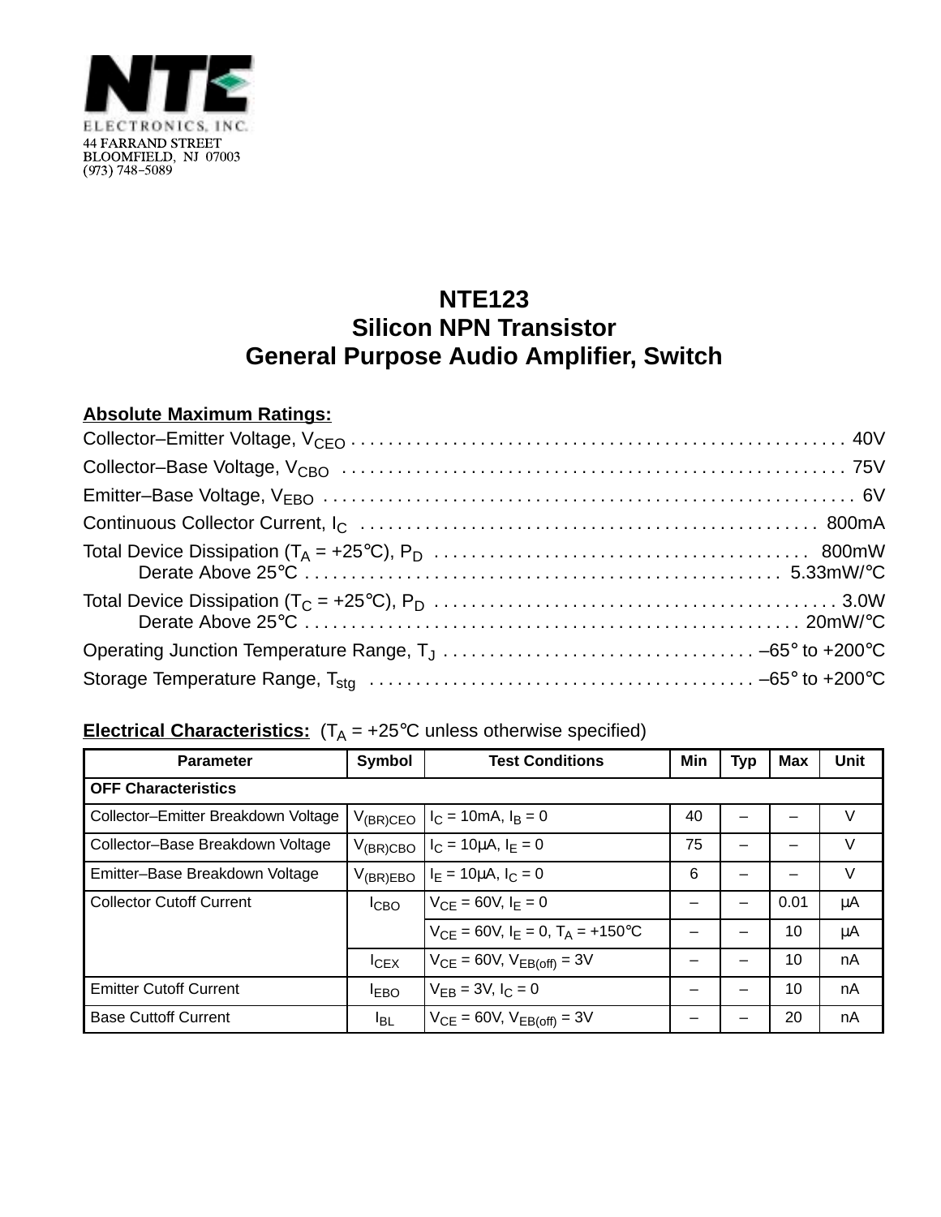NTE ELECTRONICS, INC.
44 FARRAND STREET
BLOOMFIELD, NJ 07003
(973) 748–5089

# NTE123
## Silicon NPN Transistor
## General Purpose Audio Amplifier, Switch

**Absolute Maximum Ratings:**

Collector–Emitter Voltage, $V_{CEO}$ . . . . . 40V

Collector–Base Voltage, $V_{CBO}$ . . . . . 75V

Emitter–Base Voltage, $V_{EBO}$ . . . . . 6V

Continuous Collector Current, $I_C$ . . . . . 800mA

Total Device Dissipation ($T_A$ = +25°C), $P_D$ . . . . . 800mW
  Derate Above 25°C . . . . . 5.33mW/°C

Total Device Dissipation ($T_C$ = +25°C), $P_D$ . . . . . 3.0W
  Derate Above 25°C . . . . . 20mW/°C

Operating Junction Temperature Range, $T_J$ . . . . . –65° to +200°C

Storage Temperature Range, $T_{stg}$ . . . . . –65° to +200°C

**Electrical Characteristics:** ($T_A$ = +25°C unless otherwise specified)

| Parameter | Symbol | Test Conditions | Min | Typ | Max | Unit |
|---|---|---|---|---|---|---|
| **OFF Characteristics** | | | | | | |
| Collector–Emitter Breakdown Voltage | $V_{(BR)CEO}$ | $I_C$ = 10mA, $I_B$ = 0 | 40 | – | – | V |
| Collector–Base Breakdown Voltage | $V_{(BR)CBO}$ | $I_C$ = 10µA, $I_E$ = 0 | 75 | – | – | V |
| Emitter–Base Breakdown Voltage | $V_{(BR)EBO}$ | $I_E$ = 10µA, $I_C$ = 0 | 6 | – | – | V |
| Collector Cutoff Current | $I_{CBO}$ | $V_{CE}$ = 60V, $I_E$ = 0 | – | – | 0.01 | µA |
| | | $V_{CE}$ = 60V, $I_E$ = 0, $T_A$ = +150°C | – | – | 10 | µA |
| | $I_{CEX}$ | $V_{CE}$ = 60V, $V_{EB(off)}$ = 3V | – | – | 10 | nA |
| Emitter Cutoff Current | $I_{EBO}$ | $V_{EB}$ = 3V, $I_C$ = 0 | – | – | 10 | nA |
| Base Cuttoff Current | $I_{BL}$ | $V_{CE}$ = 60V, $V_{EB(off)}$ = 3V | – | – | 20 | nA |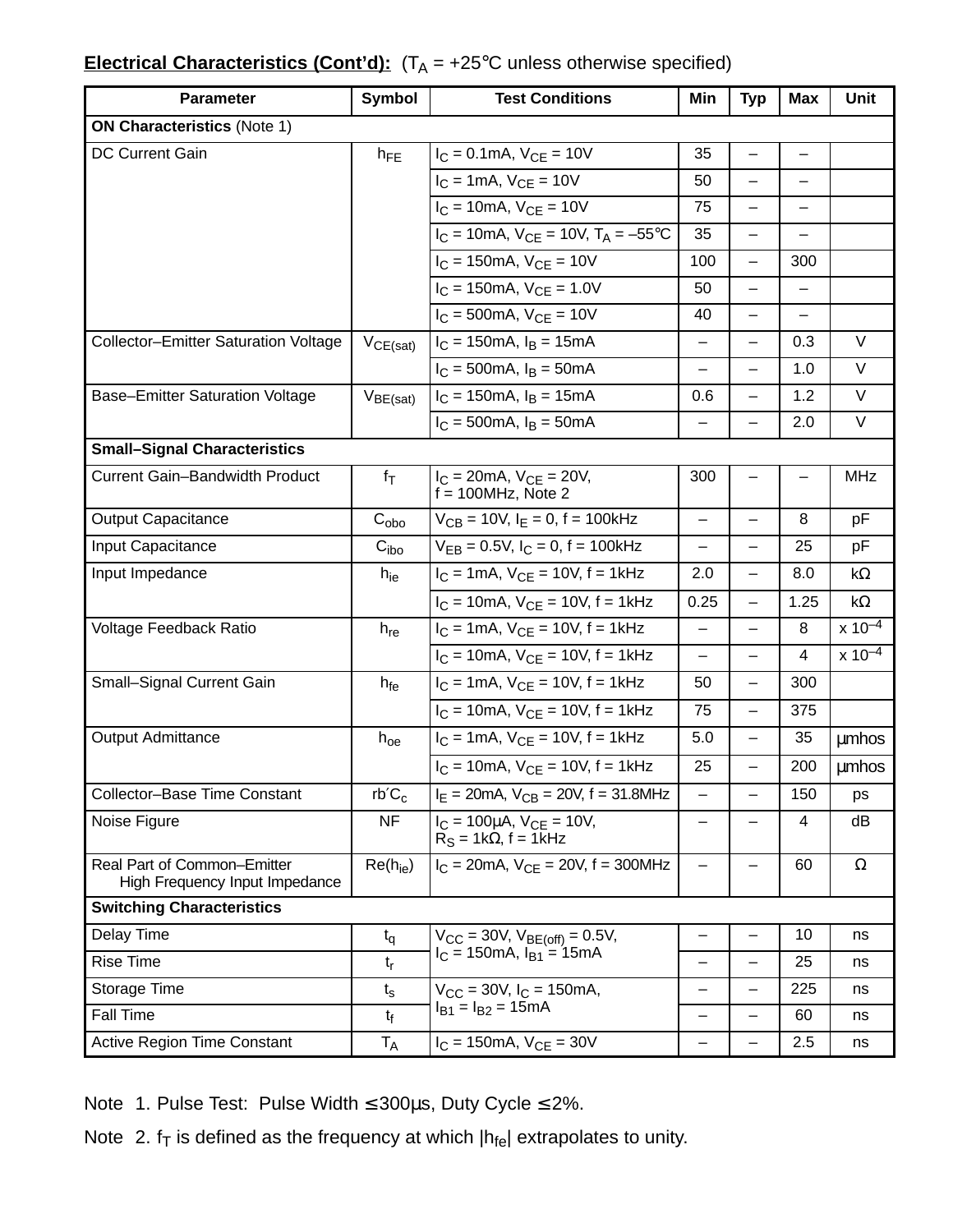**Electrical Characteristics (Cont'd):** ($T_A$ = +25°C unless otherwise specified)

| Parameter | Symbol | Test Conditions | Min | Typ | Max | Unit |
|---|---|---|---|---|---|---|
| **ON Characteristics** (Note 1) | | | | | | |
| DC Current Gain | $h_{FE}$ | $I_C$ = 0.1mA, $V_{CE}$ = 10V | 35 | – | – | |
| | | $I_C$ = 1mA, $V_{CE}$ = 10V | 50 | – | – | |
| | | $I_C$ = 10mA, $V_{CE}$ = 10V | 75 | – | – | |
| | | $I_C$ = 10mA, $V_{CE}$ = 10V, $T_A$ = –55°C | 35 | – | – | |
| | | $I_C$ = 150mA, $V_{CE}$ = 10V | 100 | – | 300 | |
| | | $I_C$ = 150mA, $V_{CE}$ = 1.0V | 50 | – | – | |
| | | $I_C$ = 500mA, $V_{CE}$ = 10V | 40 | – | – | |
| Collector–Emitter Saturation Voltage | $V_{CE(sat)}$ | $I_C$ = 150mA, $I_B$ = 15mA | – | – | 0.3 | V |
| | | $I_C$ = 500mA, $I_B$ = 50mA | – | – | 1.0 | V |
| Base–Emitter Saturation Voltage | $V_{BE(sat)}$ | $I_C$ = 150mA, $I_B$ = 15mA | 0.6 | – | 1.2 | V |
| | | $I_C$ = 500mA, $I_B$ = 50mA | – | – | 2.0 | V |
| **Small–Signal Characteristics** | | | | | | |
| Current Gain–Bandwidth Product | $f_T$ | $I_C$ = 20mA, $V_{CE}$ = 20V, f = 100MHz, Note 2 | 300 | – | – | MHz |
| Output Capacitance | $C_{obo}$ | $V_{CB}$ = 10V, $I_E$ = 0, f = 100kHz | – | – | 8 | pF |
| Input Capacitance | $C_{ibo}$ | $V_{EB}$ = 0.5V, $I_C$ = 0, f = 100kHz | – | – | 25 | pF |
| Input Impedance | $h_{ie}$ | $I_C$ = 1mA, $V_{CE}$ = 10V, f = 1kHz | 2.0 | – | 8.0 | kΩ |
| | | $I_C$ = 10mA, $V_{CE}$ = 10V, f = 1kHz | 0.25 | – | 1.25 | kΩ |
| Voltage Feedback Ratio | $h_{re}$ | $I_C$ = 1mA, $V_{CE}$ = 10V, f = 1kHz | – | – | 8 | x $10^{-4}$ |
| | | $I_C$ = 10mA, $V_{CE}$ = 10V, f = 1kHz | – | – | 4 | x $10^{-4}$ |
| Small–Signal Current Gain | $h_{fe}$ | $I_C$ = 1mA, $V_{CE}$ = 10V, f = 1kHz | 50 | – | 300 | |
| | | $I_C$ = 10mA, $V_{CE}$ = 10V, f = 1kHz | 75 | – | 375 | |
| Output Admittance | $h_{oe}$ | $I_C$ = 1mA, $V_{CE}$ = 10V, f = 1kHz | 5.0 | – | 35 | μmhos |
| | | $I_C$ = 10mA, $V_{CE}$ = 10V, f = 1kHz | 25 | – | 200 | μmhos |
| Collector–Base Time Constant | $rb'C_c$ | $I_E$ = 20mA, $V_{CB}$ = 20V, f = 31.8MHz | – | – | 150 | ps |
| Noise Figure | NF | $I_C$ = 100μA, $V_{CE}$ = 10V, $R_S$ = 1kΩ, f = 1kHz | – | – | 4 | dB |
| Real Part of Common–Emitter High Frequency Input Impedance | $Re(h_{ie})$ | $I_C$ = 20mA, $V_{CE}$ = 20V, f = 300MHz | – | – | 60 | Ω |
| **Switching Characteristics** | | | | | | |
| Delay Time | $t_q$ | $V_{CC}$ = 30V, $V_{BE(off)}$ = 0.5V, $I_C$ = 150mA, $I_{B1}$ = 15mA | – | – | 10 | ns |
| Rise Time | $t_r$ | | – | – | 25 | ns |
| Storage Time | $t_s$ | $V_{CC}$ = 30V, $I_C$ = 150mA, $I_{B1}$ = $I_{B2}$ = 15mA | – | – | 225 | ns |
| Fall Time | $t_f$ | | – | – | 60 | ns |
| Active Region Time Constant | $T_A$ | $I_C$ = 150mA, $V_{CE}$ = 30V | – | – | 2.5 | ns |

Note 1. Pulse Test: Pulse Width ≤ 300μs, Duty Cycle ≤ 2%.

Note 2. $f_T$ is defined as the frequency at which $|h_{fe}|$ extrapolates to unity.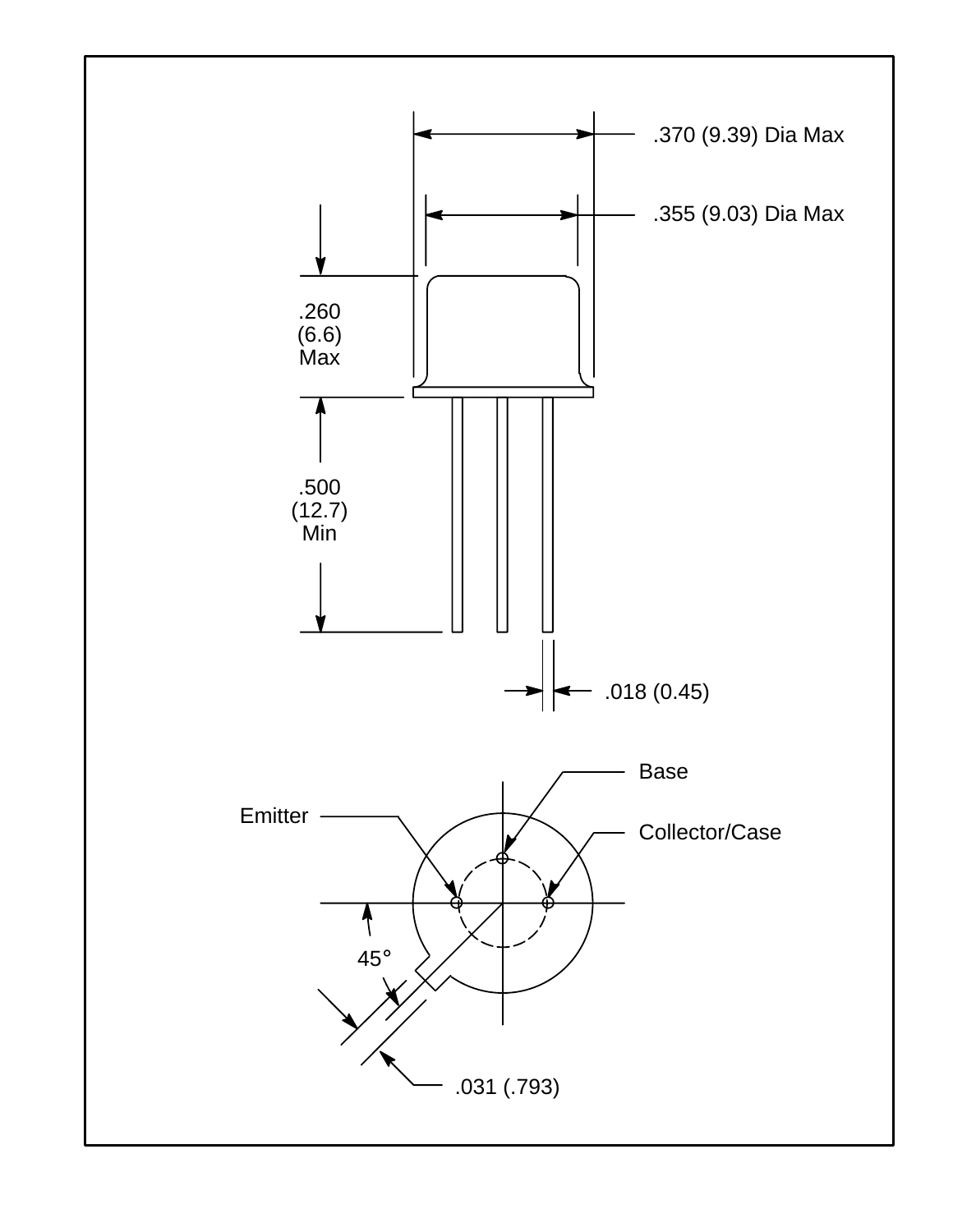.370 (9.39) Dia Max

.355 (9.03) Dia Max

.260
(6.6)
Max

.500
(12.7)
Min

.018 (0.45)

Base

Emitter

Collector/Case

45°

.031 (.793)